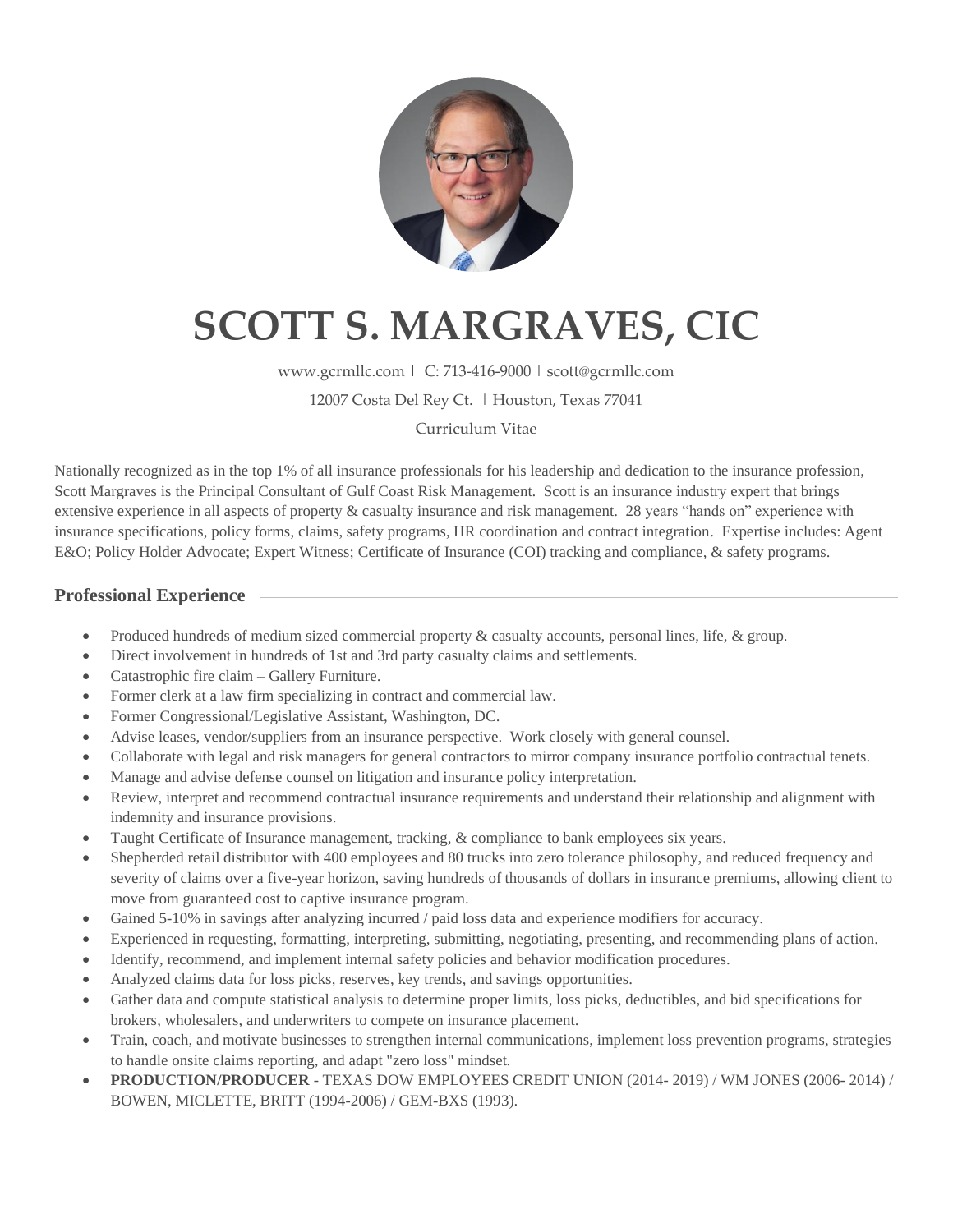# SCOTT S. MARGRAVES, CIC

www.gcrmllc.com | C: 713-416-9000 | scott@gcrmllc.com

12007 Costa Del Rey Ct. | Houston, Texas 77041

Curriculum Vitae

Nationally recognized as in the top 1% of all insurance professionals for his leadership and dedication to the insurance profession, Scott Margraves is the Principal Consultant of Gulf Coast Risk Management. Scott is an insurance industry expert that brings extensive experience in all aspects of property & casualty insurance and risk management. 28 years "hands on" experience with insurance specifications, policy forms, claims, safety programs, HR coordination and contract integration. Expertise includes: Agent E&O; Policy Holder Advocate; Expert Witness; Certificate of Insurance (COI) tracking and compliance, & safety programs.

## Professional Experience

- Produced hundreds of medium sized commercial property & casualty accounts, personal lines, life, & group.
- Direct involvement in hundreds of 1st and 3rd party casualty claims and settlements.
- Catastrophic fire claim – Gallery Furniture.
- Former clerk at a law firm specializing in contract and commercial law.
- Former Congressional/Legislative Assistant, Washington, DC.
- Advise leases, vendor/suppliers from an insurance perspective. Work closely with general counsel.
- Collaborate with legal and risk managers for general contractors to mirror company insurance portfolio contractual tenets.
- Manage and advise defense counsel on litigation and insurance policy interpretation.
- Review, interpret and recommend contractual insurance requirements and understand their relationship and alignment with indemnity and insurance provisions.
- Taught Certificate of Insurance management, tracking, & compliance to bank employees six years.
- Shepherded retail distributor with 400 employees and 80 trucks into zero tolerance philosophy, and reduced frequency and severity of claims over a five-year horizon, saving hundreds of thousands of dollars in insurance premiums, allowing client to move from guaranteed cost to captive insurance program.
- Gained 5-10% in savings after analyzing incurred / paid loss data and experience modifiers for accuracy.
- Experienced in requesting, formatting, interpreting, submitting, negotiating, presenting, and recommending plans of action.
- Identify, recommend, and implement internal safety policies and behavior modification procedures.
- Analyzed claims data for loss picks, reserves, key trends, and savings opportunities.
- Gather data and compute statistical analysis to determine proper limits, loss picks, deductibles, and bid specifications for brokers, wholesalers, and underwriters to compete on insurance placement.
- Train, coach, and motivate businesses to strengthen internal communications, implement loss prevention programs, strategies to handle onsite claims reporting, and adapt "zero loss" mindset.
- **PRODUCTION/PRODUCER** - TEXAS DOW EMPLOYEES CREDIT UNION (2014- 2019) / WM JONES (2006- 2014) / BOWEN, MICLETTE, BRITT (1994-2006) / GEM-BXS (1993).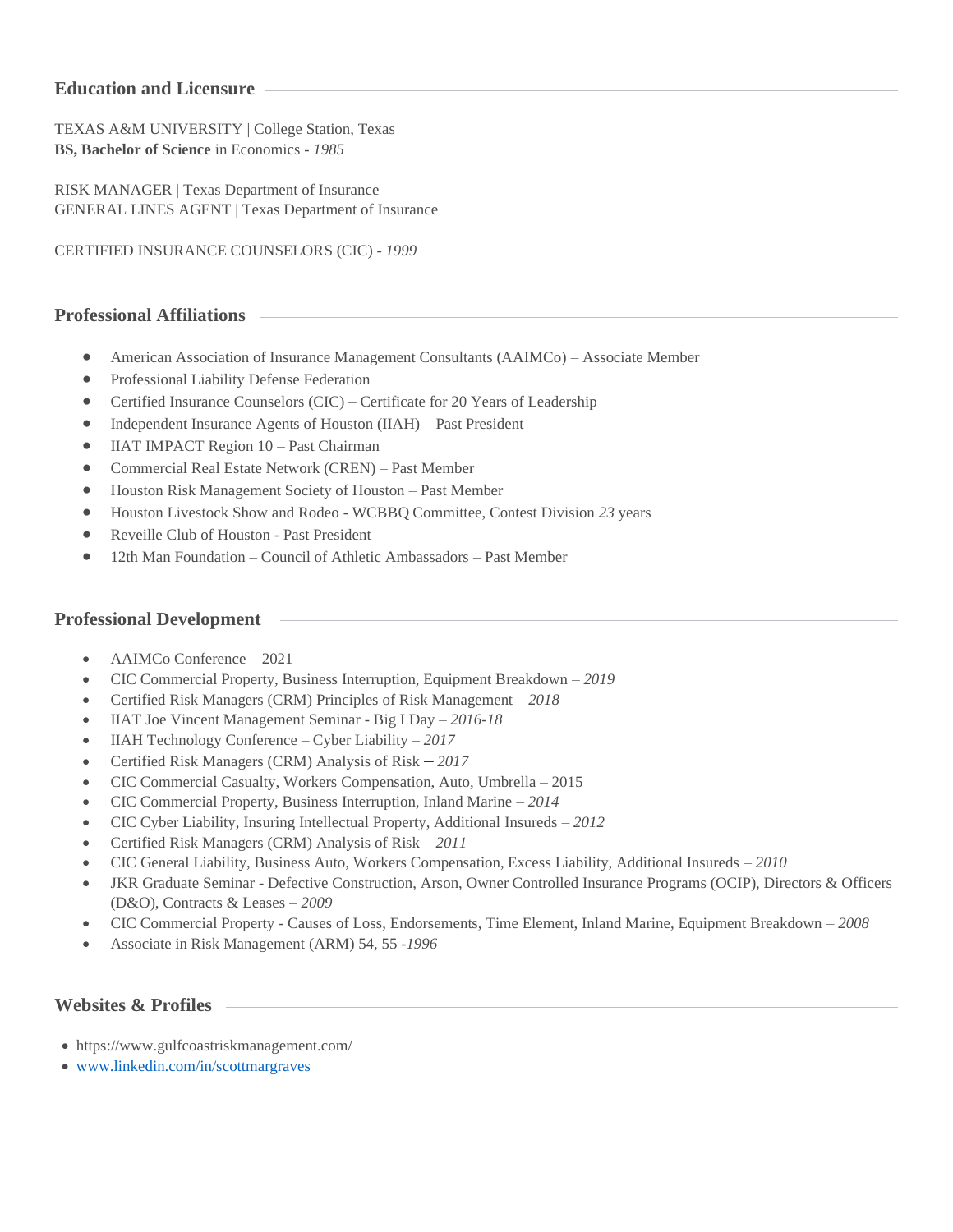## Education and Licensure

TEXAS A&M UNIVERSITY | College Station, Texas
**BS, Bachelor of Science** in Economics - *1985*

RISK MANAGER | Texas Department of Insurance
GENERAL LINES AGENT | Texas Department of Insurance

CERTIFIED INSURANCE COUNSELORS (CIC) - *1999*

## Professional Affiliations

- American Association of Insurance Management Consultants (AAIMCo) – Associate Member
- Professional Liability Defense Federation
- Certified Insurance Counselors (CIC) – Certificate for 20 Years of Leadership
- Independent Insurance Agents of Houston (IIAH) – Past President
- IIAT IMPACT Region 10 – Past Chairman
- Commercial Real Estate Network (CREN) – Past Member
- Houston Risk Management Society of Houston – Past Member
- Houston Livestock Show and Rodeo - WCBBQ Committee, Contest Division *23* years
- Reveille Club of Houston - Past President
- 12th Man Foundation – Council of Athletic Ambassadors – Past Member

## Professional Development

- AAIMCo Conference – 2021
- CIC Commercial Property, Business Interruption, Equipment Breakdown – *2019*
- Certified Risk Managers (CRM) Principles of Risk Management – *2018*
- IIAT Joe Vincent Management Seminar - Big I Day – *2016-18*
- IIAH Technology Conference – Cyber Liability – *2017*
- Certified Risk Managers (CRM) Analysis of Risk – *2017*
- CIC Commercial Casualty, Workers Compensation, Auto, Umbrella – 2015
- CIC Commercial Property, Business Interruption, Inland Marine – *2014*
- CIC Cyber Liability, Insuring Intellectual Property, Additional Insureds – *2012*
- Certified Risk Managers (CRM) Analysis of Risk – *2011*
- CIC General Liability, Business Auto, Workers Compensation, Excess Liability, Additional Insureds – *2010*
- JKR Graduate Seminar - Defective Construction, Arson, Owner Controlled Insurance Programs (OCIP), Directors & Officers (D&O), Contracts & Leases – *2009*
- CIC Commercial Property - Causes of Loss, Endorsements, Time Element, Inland Marine, Equipment Breakdown – *2008*
- Associate in Risk Management (ARM) 54, 55 -*1996*

## Websites & Profiles

- https://www.gulfcoastriskmanagement.com/
- www.linkedin.com/in/scottmargraves